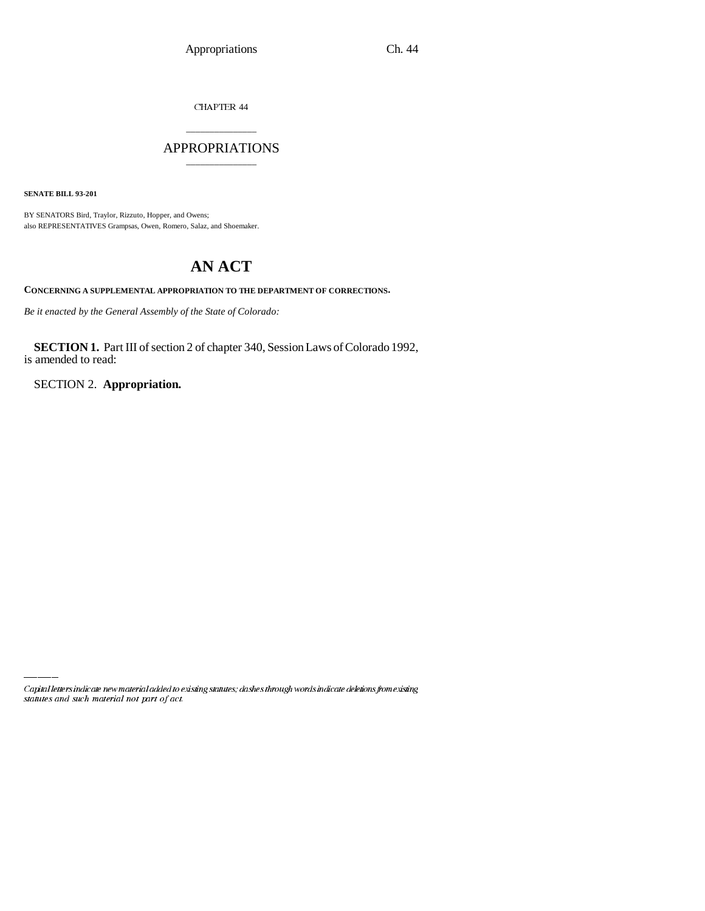CHAPTER 44

# APPROPRIATIONS

**SENATE BILL 93-201**

BY SENATORS Bird, Traylor, Rizzuto, Hopper, and Owens;
also REPRESENTATIVES Grampsas, Owen, Romero, Salaz, and Shoemaker.

# AN ACT

**CONCERNING A SUPPLEMENTAL APPROPRIATION TO THE DEPARTMENT OF CORRECTIONS.**

*Be it enacted by the General Assembly of the State of Colorado:*

**SECTION 1.** Part III of section 2 of chapter 340, Session Laws of Colorado 1992, is amended to read:

SECTION 2. **Appropriation.**

*Capital letters indicate new material added to existing statutes; dashes through words indicate deletions from existing statutes and such material not part of act.*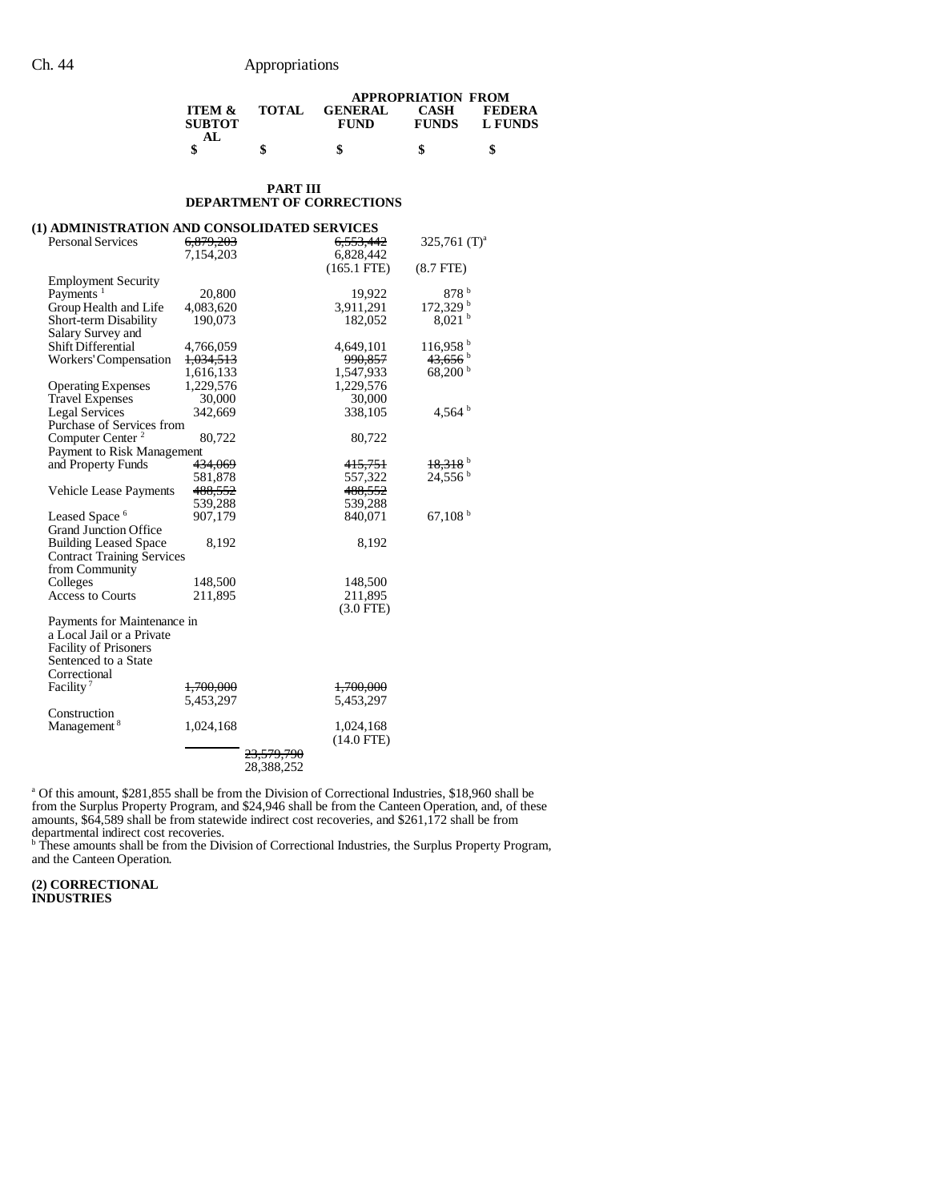| | ITEM & SUBTOTAL | TOTAL | GENERAL FUND | CASH FUNDS | FEDERAL FUNDS |
|---|---|---|---|---|---|
| | | | APPROPRIATION FROM | | |
| | $ | $ | $ | $ | $ |

**PART III**
**DEPARTMENT OF CORRECTIONS**

**(1) ADMINISTRATION AND CONSOLIDATED SERVICES**

| | ITEM & SUBTOTAL | TOTAL | GENERAL FUND | CASH FUNDS | FEDERAL FUNDS |
|---|---|---|---|---|---|
| Personal Services | ~~6,879,203~~ 7,154,203 | | ~~6,553,442~~ 6,828,442 (165.1 FTE) | 325,761 (T)[a] (8.7 FTE) | |
| Employment Security Payments[1] | 20,800 | | 19,922 | 878[b] | |
| Group Health and Life | 4,083,620 | | 3,911,291 | 172,329[b] | |
| Short-term Disability | 190,073 | | 182,052 | 8,021[b] | |
| Salary Survey and Shift Differential | 4,766,059 | | 4,649,101 | 116,958[b] | |
| Workers' Compensation | ~~1,034,513~~ 1,616,133 | | ~~990,857~~ 1,547,933 | ~~43,656~~[b] 68,200[b] | |
| Operating Expenses | 1,229,576 | | 1,229,576 | | |
| Travel Expenses | 30,000 | | 30,000 | | |
| Legal Services | 342,669 | | 338,105 | 4,564[b] | |
| Purchase of Services from Computer Center[2] | 80,722 | | 80,722 | | |
| Payment to Risk Management and Property Funds | ~~434,069~~ 581,878 | | ~~415,751~~ 557,322 | ~~18,318~~[b] 24,556[b] | |
| Vehicle Lease Payments | ~~488,552~~ 539,288 | | ~~488,552~~ 539,288 | | |
| Leased Space[6] | 907,179 | | 840,071 | 67,108[b] | |
| Grand Junction Office Building Leased Space | 8,192 | | 8,192 | | |
| Contract Training Services from Community Colleges | 148,500 | | 148,500 | | |
| Access to Courts | 211,895 | | 211,895 (3.0 FTE) | | |
| Payments for Maintenance in a Local Jail or a Private Facility of Prisoners Sentenced to a State Correctional Facility[7] | ~~1,700,000~~ 5,453,297 | | ~~1,700,000~~ 5,453,297 | | |
| Construction Management[8] | 1,024,168 | | 1,024,168 (14.0 FTE) | | |
| | | ~~23,579,790~~ 28,388,252 | | | |

[a] Of this amount, $281,855 shall be from the Division of Correctional Industries, $18,960 shall be from the Surplus Property Program, and $24,946 shall be from the Canteen Operation, and, of these amounts, $64,589 shall be from statewide indirect cost recoveries, and $261,172 shall be from departmental indirect cost recoveries.
[b] These amounts shall be from the Division of Correctional Industries, the Surplus Property Program, and the Canteen Operation.

**(2) CORRECTIONAL INDUSTRIES**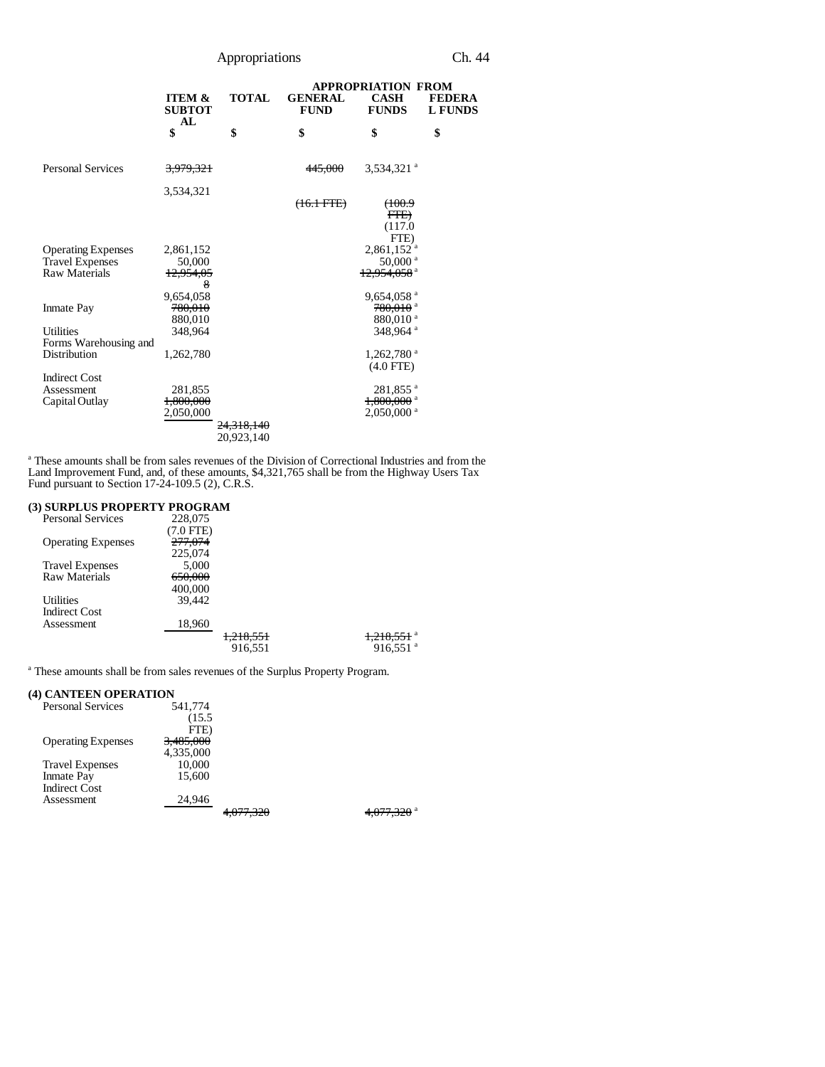| | ITEM & SUBTOTAL | TOTAL | APPROPRIATION FROM GENERAL FUND | CASH FUNDS | FEDERAL FUNDS |
|---|---|---|---|---|---|
| | $ | $ | $ | $ | $ |
| Personal Services | ~~3,979,321~~ 3,534,321 | | ~~445,000~~ ~~(16.1 FTE)~~ | 3,534,321 [a] ~~(100.9 FTE)~~ (117.0 FTE) | |
| Operating Expenses | 2,861,152 | | | 2,861,152 [a] | |
| Travel Expenses | 50,000 | | | 50,000 [a] | |
| Raw Materials | ~~12,954,058~~ 9,654,058 | | | ~~12,954,058~~ [a] 9,654,058 [a] | |
| Inmate Pay | ~~780,010~~ 880,010 | | | ~~780,010~~ [a] 880,010 [a] | |
| Utilities | 348,964 | | | 348,964 [a] | |
| Forms Warehousing and Distribution | 1,262,780 | | | 1,262,780 [a] (4.0 FTE) | |
| Indirect Cost Assessment | 281,855 | | | 281,855 [a] | |
| Capital Outlay | ~~1,800,000~~ 2,050,000 | | | ~~1,800,000~~ [a] 2,050,000 [a] | |
| | | ~~24,318,140~~ 20,923,140 | | | |

[a] These amounts shall be from sales revenues of the Division of Correctional Industries and from the Land Improvement Fund, and, of these amounts, $4,321,765 shall be from the Highway Users Tax Fund pursuant to Section 17-24-109.5 (2), C.R.S.

**(3) SURPLUS PROPERTY PROGRAM**

| | ITEM & SUBTOTAL | TOTAL | GENERAL FUND | CASH FUNDS | FEDERAL FUNDS |
|---|---|---|---|---|---|
| Personal Services | 228,075 (7.0 FTE) | | | | |
| Operating Expenses | ~~277,074~~ 225,074 | | | | |
| Travel Expenses | 5,000 | | | | |
| Raw Materials | ~~650,000~~ 400,000 | | | | |
| Utilities | 39,442 | | | | |
| Indirect Cost Assessment | 18,960 | | | | |
| | | ~~1,218,551~~ 916,551 | | ~~1,218,551~~ [a] 916,551 [a] | |

[a] These amounts shall be from sales revenues of the Surplus Property Program.

**(4) CANTEEN OPERATION**

| | ITEM & SUBTOTAL | TOTAL | GENERAL FUND | CASH FUNDS | FEDERAL FUNDS |
|---|---|---|---|---|---|
| Personal Services | 541,774 (15.5 FTE) | | | | |
| Operating Expenses | ~~3,485,000~~ 4,335,000 | | | | |
| Travel Expenses | 10,000 | | | | |
| Inmate Pay | 15,600 | | | | |
| Indirect Cost Assessment | 24,946 | | | | |
| | | ~~4,077,320~~ | | ~~4,077,320~~ [a] | |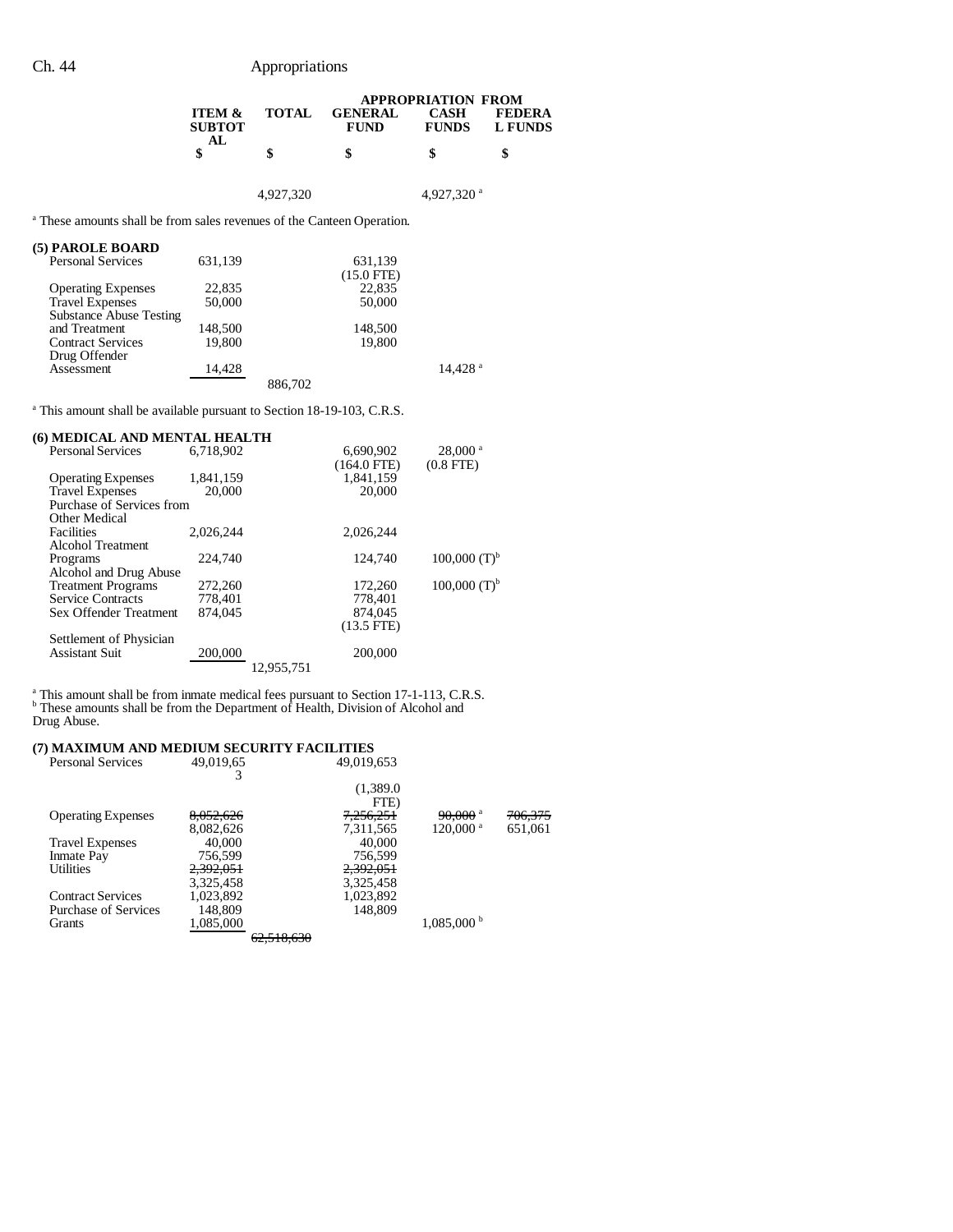| | ITEM & SUBTOTAL | TOTAL | APPROPRIATION FROM GENERAL FUND | CASH FUNDS | FEDERAL FUNDS |
|---|---|---|---|---|---|
| | $ | $ | $ | $ | $ |
| | | 4,927,320 | | 4,927,320 [a] | |

[a] These amounts shall be from sales revenues of the Canteen Operation.

| | ITEM & SUBTOTAL | TOTAL | GENERAL FUND | CASH FUNDS | FEDERAL FUNDS |
|---|---|---|---|---|---|
| **(5) PAROLE BOARD** | | | | | |
| Personal Services | 631,139 | | 631,139 (15.0 FTE) | | |
| Operating Expenses | 22,835 | | 22,835 | | |
| Travel Expenses | 50,000 | | 50,000 | | |
| Substance Abuse Testing and Treatment | 148,500 | | 148,500 | | |
| Contract Services | 19,800 | | 19,800 | | |
| Drug Offender Assessment | 14,428 | | | 14,428 [a] | |
| | | 886,702 | | | |

[a] This amount shall be available pursuant to Section 18-19-103, C.R.S.

| | ITEM & SUBTOTAL | TOTAL | GENERAL FUND | CASH FUNDS | FEDERAL FUNDS |
|---|---|---|---|---|---|
| **(6) MEDICAL AND MENTAL HEALTH** | | | | | |
| Personal Services | 6,718,902 | | 6,690,902 (164.0 FTE) | 28,000 [a] (0.8 FTE) | |
| Operating Expenses | 1,841,159 | | 1,841,159 | | |
| Travel Expenses | 20,000 | | 20,000 | | |
| Purchase of Services from Other Medical Facilities | 2,026,244 | | 2,026,244 | | |
| Alcohol Treatment Programs | 224,740 | | 124,740 | 100,000 (T)[b] | |
| Alcohol and Drug Abuse Treatment Programs | 272,260 | | 172,260 | 100,000 (T)[b] | |
| Service Contracts | 778,401 | | 778,401 | | |
| Sex Offender Treatment | 874,045 | | 874,045 (13.5 FTE) | | |
| Settlement of Physician Assistant Suit | 200,000 | | 200,000 | | |
| | | 12,955,751 | | | |

[a] This amount shall be from inmate medical fees pursuant to Section 17-1-113, C.R.S.
[b] These amounts shall be from the Department of Health, Division of Alcohol and Drug Abuse.

| | ITEM & SUBTOTAL | TOTAL | GENERAL FUND | CASH FUNDS | FEDERAL FUNDS |
|---|---|---|---|---|---|
| **(7) MAXIMUM AND MEDIUM SECURITY FACILITIES** | | | | | |
| Personal Services | 49,019,653 | | 49,019,653 (1,389.0 FTE) | | |
| Operating Expenses | ~~8,052,626~~ 8,082,626 | | ~~7,256,251~~ 7,311,565 | ~~90,000~~ [a] 120,000 [a] | ~~706,375~~ 651,061 |
| Travel Expenses | 40,000 | | 40,000 | | |
| Inmate Pay | 756,599 | | 756,599 | | |
| Utilities | ~~2,392,051~~ 3,325,458 | | ~~2,392,051~~ 3,325,458 | | |
| Contract Services | 1,023,892 | | 1,023,892 | | |
| Purchase of Services | 148,809 | | 148,809 | | |
| Grants | 1,085,000 | | | 1,085,000 [b] | |
| | | ~~62,518,630~~ | | | |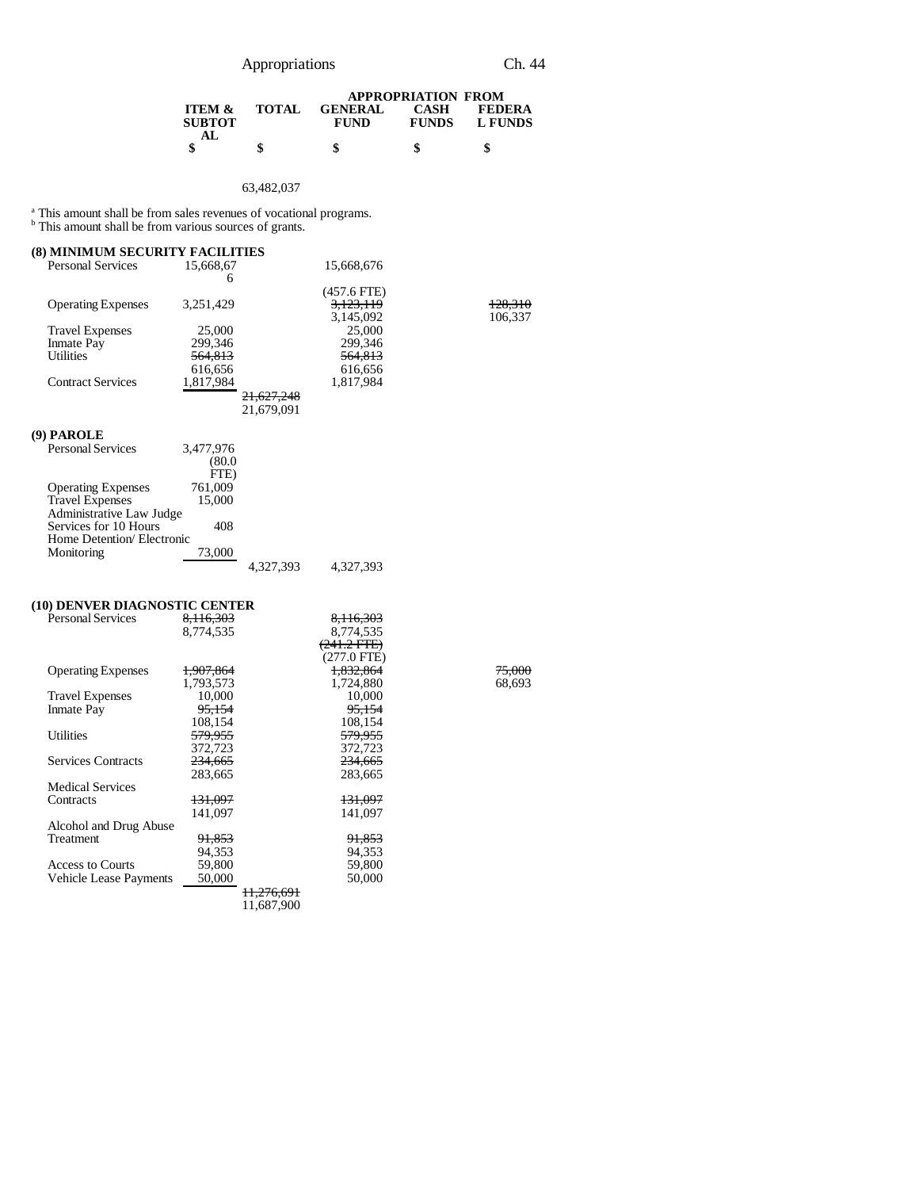| | ITEM & SUBTOTAL | TOTAL | APPROPRIATION FROM GENERAL FUND | CASH FUNDS | FEDERAL FUNDS |
|---|---|---|---|---|---|
| | $ | $ | $ | $ | $ |
| | | 63,482,037 | | | |

[a] This amount shall be from sales revenues of vocational programs.
[b] This amount shall be from various sources of grants.

**(8) MINIMUM SECURITY FACILITIES**

| | ITEM & SUBTOTAL | TOTAL | GENERAL FUND | CASH FUNDS | FEDERAL FUNDS |
|---|---|---|---|---|---|
| Personal Services | 15,668,676 | | 15,668,676 | | |
| | | | (457.6 FTE) | | |
| Operating Expenses | 3,251,429 | | ~~3,123,119~~ 3,145,092 | | ~~128,310~~ 106,337 |
| Travel Expenses | 25,000 | | 25,000 | | |
| Inmate Pay | 299,346 | | 299,346 | | |
| Utilities | ~~564,813~~ 616,656 | | ~~564,813~~ 616,656 | | |
| Contract Services | 1,817,984 | | 1,817,984 | | |
| | | ~~21,627,248~~ 21,679,091 | | | |

**(9) PAROLE**

| | ITEM & SUBTOTAL | TOTAL | GENERAL FUND | CASH FUNDS | FEDERAL FUNDS |
|---|---|---|---|---|---|
| Personal Services | 3,477,976 (80.0 FTE) | | | | |
| Operating Expenses | 761,009 | | | | |
| Travel Expenses | 15,000 | | | | |
| Administrative Law Judge Services for 10 Hours | 408 | | | | |
| Home Detention/ Electronic Monitoring | 73,000 | | | | |
| | | 4,327,393 | 4,327,393 | | |

**(10) DENVER DIAGNOSTIC CENTER**

| | ITEM & SUBTOTAL | TOTAL | GENERAL FUND | CASH FUNDS | FEDERAL FUNDS |
|---|---|---|---|---|---|
| Personal Services | ~~8,116,303~~ 8,774,535 | | ~~8,116,303~~ 8,774,535 | | |
| | | | ~~(241.2 FTE)~~ (277.0 FTE) | | |
| Operating Expenses | ~~1,907,864~~ 1,793,573 | | ~~1,832,864~~ 1,724,880 | | ~~75,000~~ 68,693 |
| Travel Expenses | 10,000 | | 10,000 | | |
| Inmate Pay | ~~95,154~~ 108,154 | | ~~95,154~~ 108,154 | | |
| Utilities | ~~579,955~~ 372,723 | | ~~579,955~~ 372,723 | | |
| Services Contracts | ~~234,665~~ 283,665 | | ~~234,665~~ 283,665 | | |
| Medical Services Contracts | ~~131,097~~ 141,097 | | ~~131,097~~ 141,097 | | |
| Alcohol and Drug Abuse Treatment | ~~91,853~~ 94,353 | | ~~91,853~~ 94,353 | | |
| Access to Courts | 59,800 | | 59,800 | | |
| Vehicle Lease Payments | 50,000 | | 50,000 | | |
| | | ~~11,276,691~~ 11,687,900 | | | |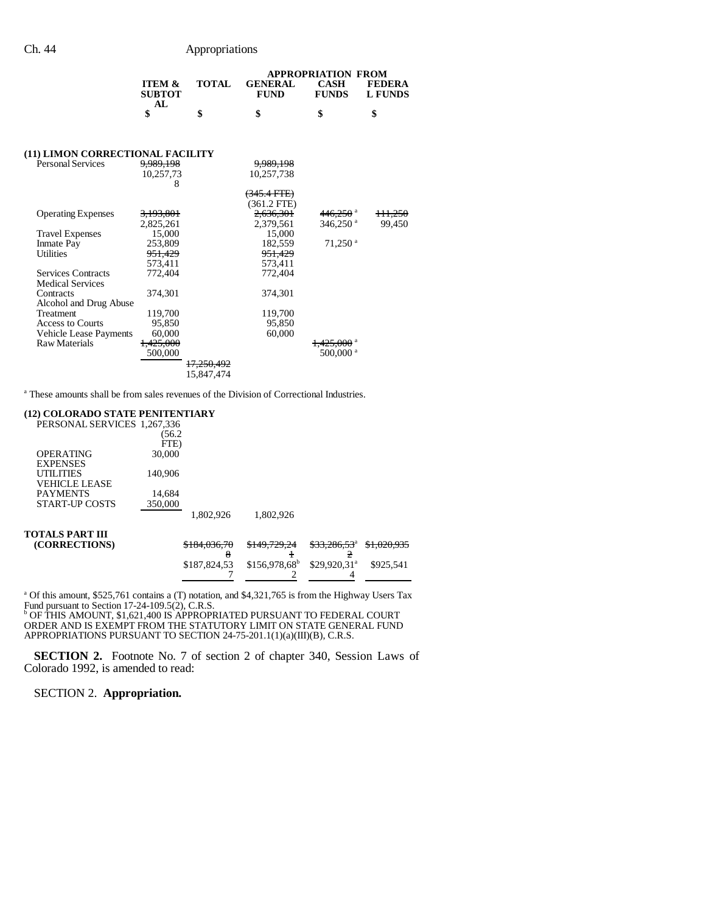| | ITEM & SUBTOTAL | TOTAL | APPROPRIATION FROM GENERAL FUND | CASH FUNDS | FEDERAL FUNDS |
|---|---|---|---|---|---|
| | $ | $ | $ | $ | $ |
| **(11) LIMON CORRECTIONAL FACILITY** | | | | | |
| Personal Services | ~~9,989,198~~ 10,257,738 | | ~~9,989,198~~ 10,257,738 ~~(345.4 FTE)~~ (361.2 FTE) | | |
| Operating Expenses | ~~3,193,801~~ 2,825,261 | | ~~2,636,301~~ 2,379,561 | ~~446,250~~[a] 346,250[a] | ~~111,250~~ 99,450 |
| Travel Expenses | 15,000 | | 15,000 | | |
| Inmate Pay | 253,809 | | 182,559 | 71,250[a] | |
| Utilities | ~~951,429~~ 573,411 | | ~~951,429~~ 573,411 | | |
| Services Contracts | 772,404 | | 772,404 | | |
| Medical Services Contracts | 374,301 | | 374,301 | | |
| Alcohol and Drug Abuse Treatment | 119,700 | | 119,700 | | |
| Access to Courts | 95,850 | | 95,850 | | |
| Vehicle Lease Payments | 60,000 | | 60,000 | | |
| Raw Materials | ~~1,425,000~~ 500,000 | | | ~~1,425,000~~[a] 500,000[a] | |
| | | ~~17,250,492~~ 15,847,474 | | | |

[a] These amounts shall be from sales revenues of the Division of Correctional Industries.

| | ITEM & SUBTOTAL | TOTAL | GENERAL FUND | CASH FUNDS | FEDERAL FUNDS |
|---|---|---|---|---|---|
| **(12) COLORADO STATE PENITENTIARY** | | | | | |
| PERSONAL SERVICES | 1,267,336 (56.2 FTE) | | | | |
| OPERATING EXPENSES | 30,000 | | | | |
| UTILITIES | 140,906 | | | | |
| VEHICLE LEASE PAYMENTS | 14,684 | | | | |
| START-UP COSTS | 350,000 | | | | |
| | | 1,802,926 | 1,802,926 | | |
| **TOTALS PART III (CORRECTIONS)** | | ~~$184,036,708~~ $187,824,537 | ~~$149,729,241~~ $156,978,682[b] | ~~$33,286,532~~[a] $29,920,314[a] | ~~$1,020,935~~ $925,541 |

[a] Of this amount, $525,761 contains a (T) notation, and $4,321,765 is from the Highway Users Tax Fund pursuant to Section 17-24-109.5(2), C.R.S.
[b] OF THIS AMOUNT, $1,621,400 IS APPROPRIATED PURSUANT TO FEDERAL COURT ORDER AND IS EXEMPT FROM THE STATUTORY LIMIT ON STATE GENERAL FUND APPROPRIATIONS PURSUANT TO SECTION 24-75-201.1(1)(a)(III)(B), C.R.S.

**SECTION 2.** Footnote No. 7 of section 2 of chapter 340, Session Laws of Colorado 1992, is amended to read:

SECTION 2. **Appropriation.**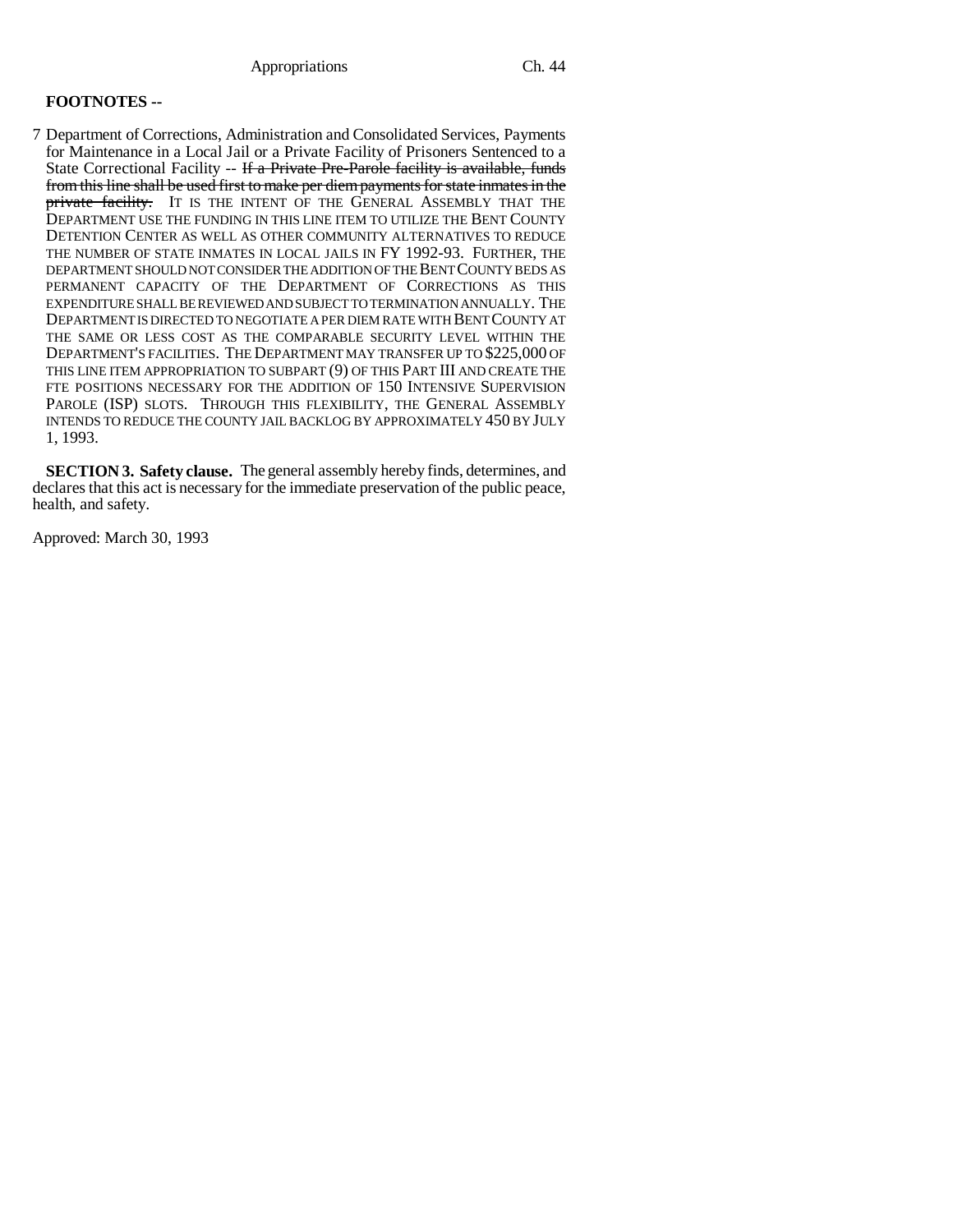**FOOTNOTES --**

7 Department of Corrections, Administration and Consolidated Services, Payments for Maintenance in a Local Jail or a Private Facility of Prisoners Sentenced to a State Correctional Facility -- ~~If a Private Pre-Parole facility is available, funds from this line shall be used first to make per diem payments for state inmates in the private facility.~~ IT IS THE INTENT OF THE GENERAL ASSEMBLY THAT THE DEPARTMENT USE THE FUNDING IN THIS LINE ITEM TO UTILIZE THE BENT COUNTY DETENTION CENTER AS WELL AS OTHER COMMUNITY ALTERNATIVES TO REDUCE THE NUMBER OF STATE INMATES IN LOCAL JAILS IN FY 1992-93. FURTHER, THE DEPARTMENT SHOULD NOT CONSIDER THE ADDITION OF THE BENT COUNTY BEDS AS PERMANENT CAPACITY OF THE DEPARTMENT OF CORRECTIONS AS THIS EXPENDITURE SHALL BE REVIEWED AND SUBJECT TO TERMINATION ANNUALLY. THE DEPARTMENT IS DIRECTED TO NEGOTIATE A PER DIEM RATE WITH BENT COUNTY AT THE SAME OR LESS COST AS THE COMPARABLE SECURITY LEVEL WITHIN THE DEPARTMENT'S FACILITIES. THE DEPARTMENT MAY TRANSFER UP TO $225,000 OF THIS LINE ITEM APPROPRIATION TO SUBPART (9) OF THIS PART III AND CREATE THE FTE POSITIONS NECESSARY FOR THE ADDITION OF 150 INTENSIVE SUPERVISION PAROLE (ISP) SLOTS. THROUGH THIS FLEXIBILITY, THE GENERAL ASSEMBLY INTENDS TO REDUCE THE COUNTY JAIL BACKLOG BY APPROXIMATELY 450 BY JULY 1, 1993.

**SECTION 3. Safety clause.** The general assembly hereby finds, determines, and declares that this act is necessary for the immediate preservation of the public peace, health, and safety.

Approved: March 30, 1993